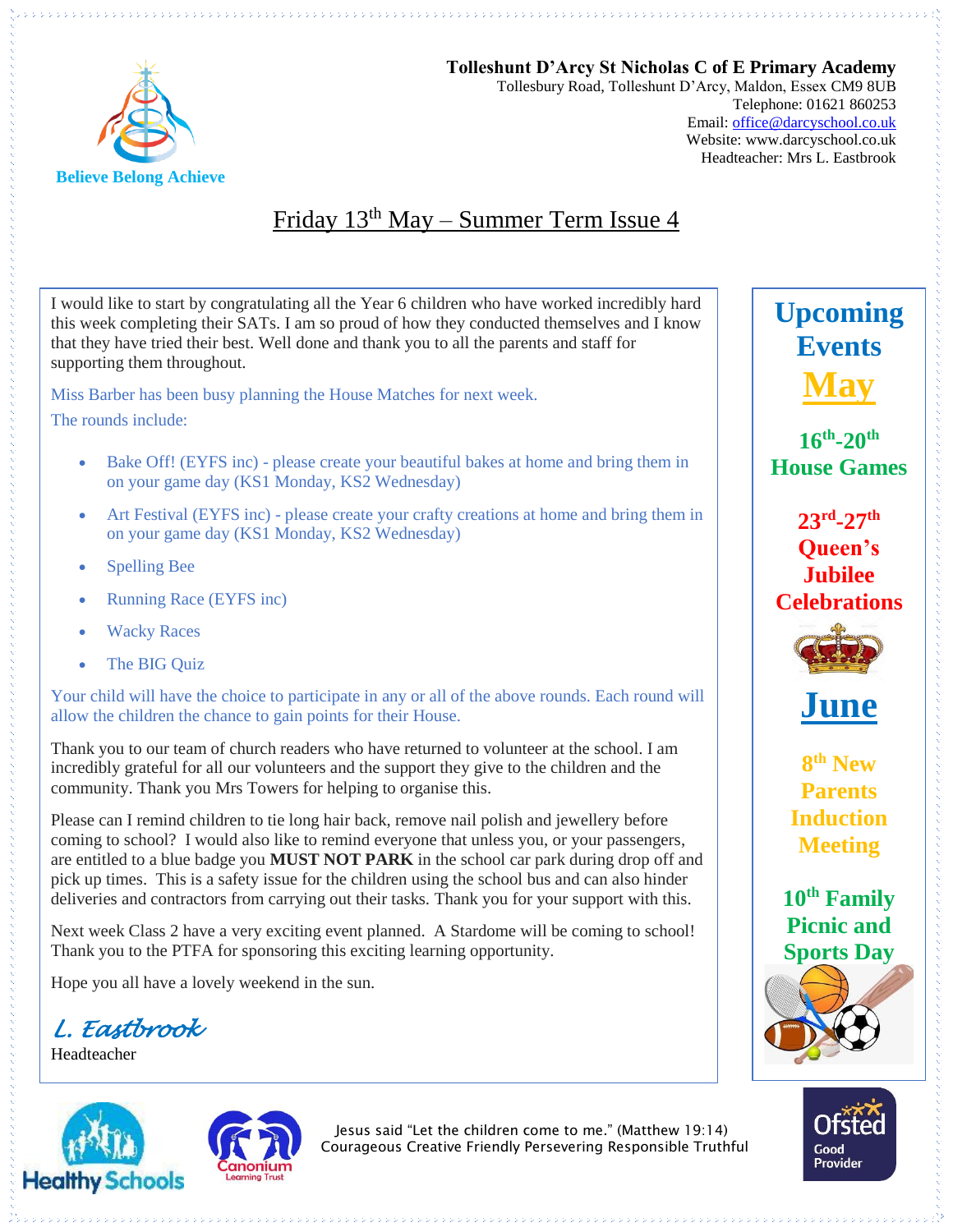**Tolleshunt D'Arcy St Nicholas C of E Primary Academy**
Tollesbury Road, Tolleshunt D'Arcy, Maldon, Essex CM9 8UB
Telephone: 01621 860253
Email: office@darcyschool.co.uk
Website: www.darcyschool.co.uk
Headteacher: Mrs L. Eastbrook

Believe Belong Achieve

# Friday 13th May – Summer Term Issue 4

I would like to start by congratulating all the Year 6 children who have worked incredibly hard this week completing their SATs. I am so proud of how they conducted themselves and I know that they have tried their best. Well done and thank you to all the parents and staff for supporting them throughout.

Miss Barber has been busy planning the House Matches for next week.
The rounds include:

- Bake Off! (EYFS inc) - please create your beautiful bakes at home and bring them in on your game day (KS1 Monday, KS2 Wednesday)
- Art Festival (EYFS inc) - please create your crafty creations at home and bring them in on your game day (KS1 Monday, KS2 Wednesday)
- Spelling Bee
- Running Race (EYFS inc)
- Wacky Races
- The BIG Quiz

Your child will have the choice to participate in any or all of the above rounds. Each round will allow the children the chance to gain points for their House.

Thank you to our team of church readers who have returned to volunteer at the school. I am incredibly grateful for all our volunteers and the support they give to the children and the community. Thank you Mrs Towers for helping to organise this.

Please can I remind children to tie long hair back, remove nail polish and jewellery before coming to school? I would also like to remind everyone that unless you, or your passengers, are entitled to a blue badge you **MUST NOT PARK** in the school car park during drop off and pick up times. This is a safety issue for the children using the school bus and can also hinder deliveries and contractors from carrying out their tasks. Thank you for your support with this.

Next week Class 2 have a very exciting event planned. A Stardome will be coming to school! Thank you to the PTFA for sponsoring this exciting learning opportunity.

Hope you all have a lovely weekend in the sun.

*L. Eastbrook*
Headteacher

## Upcoming Events

### May

**16th-20th House Games**

**23rd-27th Queen's Jubilee Celebrations**

### June

**8th New Parents Induction Meeting**

**10th Family Picnic and Sports Day**

Jesus said "Let the children come to me." (Matthew 19:14)
Courageous Creative Friendly Persevering Responsible Truthful

Healthy Schools | Canonium Learning Trust | Ofsted Good Provider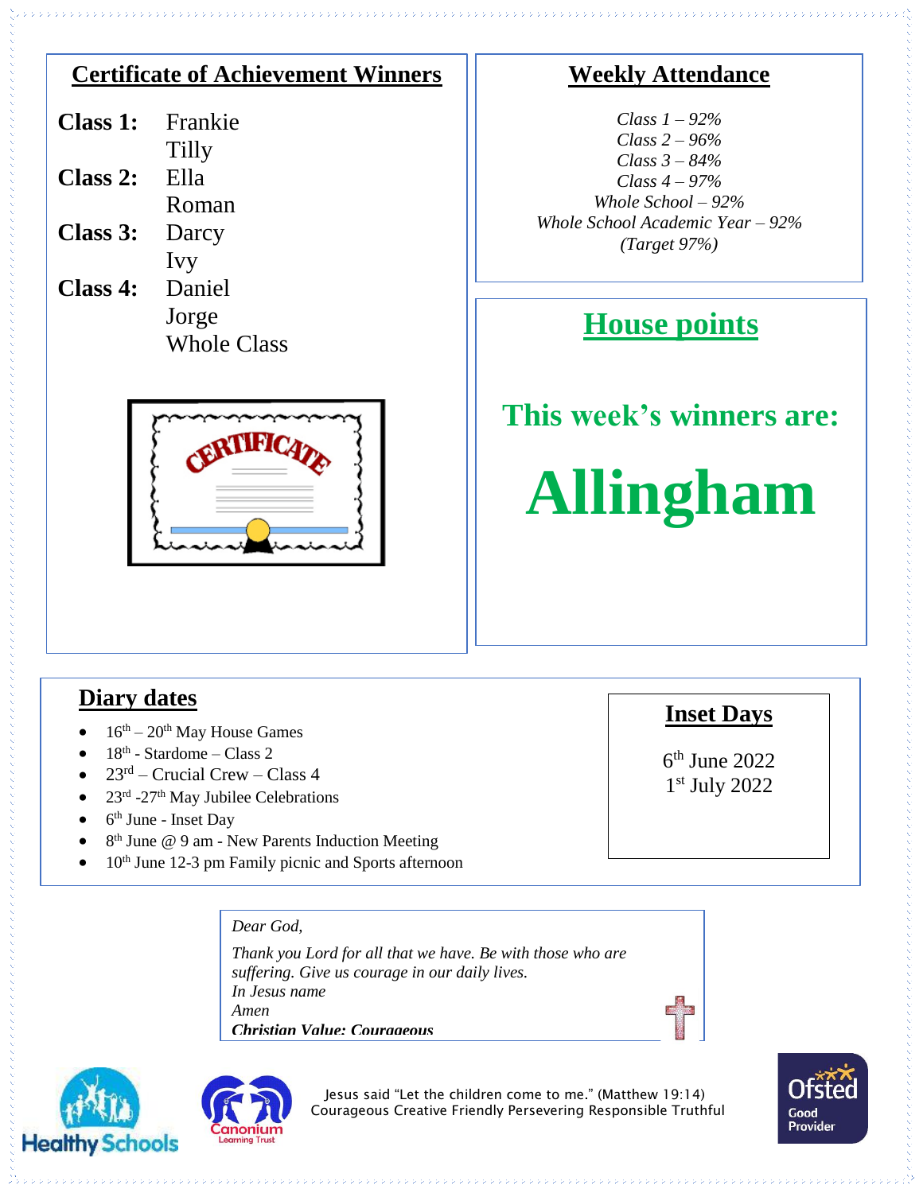## Certificate of Achievement Winners

**Class 1:** Frankie
Tilly
**Class 2:** Ella
Roman
**Class 3:** Darcy
Ivy
**Class 4:** Daniel
Jorge
Whole Class

## Weekly Attendance

*Class 1 – 92%*
*Class 2 – 96%*
*Class 3 – 84%*
*Class 4 – 97%*
*Whole School – 92%*
*Whole School Academic Year – 92%*
*(Target 97%)*

## House points

**This week's winners are:**

# Allingham

## Diary dates

- 16th – 20th May House Games
- 18th - Stardome – Class 2
- 23rd – Crucial Crew – Class 4
- 23rd -27th May Jubilee Celebrations
- 6th June - Inset Day
- 8th June @ 9 am - New Parents Induction Meeting
- 10th June 12-3 pm Family picnic and Sports afternoon

### Inset Days

6th June 2022
1st July 2022

*Dear God,*

*Thank you Lord for all that we have. Be with those who are suffering. Give us courage in our daily lives.*
*In Jesus name*
*Amen*
***Christian Value: Courageous***

Jesus said "Let the children come to me." (Matthew 19:14)
Courageous Creative Friendly Persevering Responsible Truthful